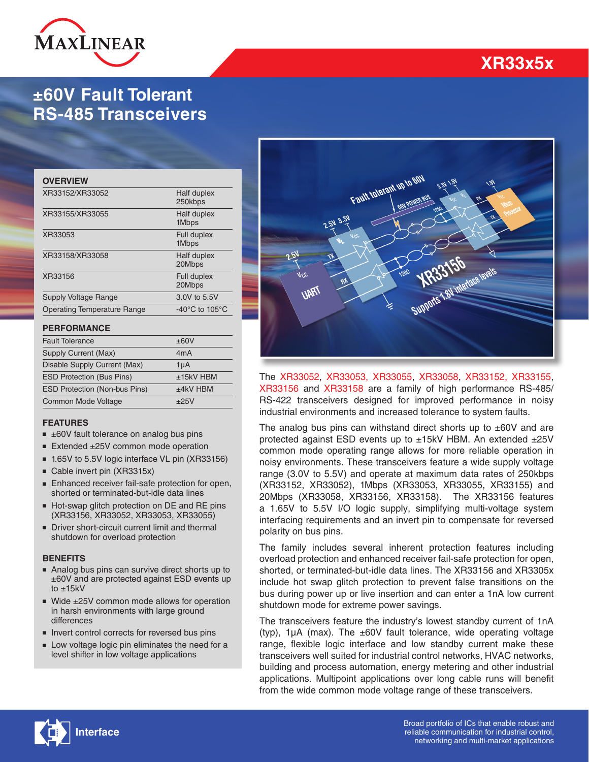# XR33x5x

# ±60V Fault Tolerant RS-485 Transceivers

## OVERVIEW

| | |
|---|---|
| XR33152/XR33052 | Half duplex 250kbps |
| XR33155/XR33055 | Half duplex 1Mbps |
| XR33053 | Full duplex 1Mbps |
| XR33158/XR33058 | Half duplex 20Mbps |
| XR33156 | Full duplex 20Mbps |
| Supply Voltage Range | 3.0V to 5.5V |
| Operating Temperature Range | -40°C to 105°C |

## PERFORMANCE

| | |
|---|---|
| Fault Tolerance | ±60V |
| Supply Current (Max) | 4mA |
| Disable Supply Current (Max) | 1µA |
| ESD Protection (Bus Pins) | ±15kV HBM |
| ESD Protection (Non-bus Pins) | ±4kV HBM |
| Common Mode Voltage | ±25V |

## FEATURES

- ±60V fault tolerance on analog bus pins
- Extended ±25V common mode operation
- 1.65V to 5.5V logic interface VL pin (XR33156)
- Cable invert pin (XR3315x)
- Enhanced receiver fail-safe protection for open, shorted or terminated-but-idle data lines
- Hot-swap glitch protection on DE and RE pins (XR33156, XR33052, XR33053, XR33055)
- Driver short-circuit current limit and thermal shutdown for overload protection

## BENEFITS

- Analog bus pins can survive direct shorts up to ±60V and are protected against ESD events up to ±15kV
- Wide ±25V common mode allows for operation in harsh environments with large ground differences
- Invert control corrects for reversed bus pins
- Low voltage logic pin eliminates the need for a level shifter in low voltage applications

The XR33052, XR33053, XR33055, XR33058, XR33152, XR33155, XR33156 and XR33158 are a family of high performance RS-485/RS-422 transceivers designed for improved performance in noisy industrial environments and increased tolerance to system faults.

The analog bus pins can withstand direct shorts up to ±60V and are protected against ESD events up to ±15kV HBM. An extended ±25V common mode operating range allows for more reliable operation in noisy environments. These transceivers feature a wide supply voltage range (3.0V to 5.5V) and operate at maximum data rates of 250kbps (XR33152, XR33052), 1Mbps (XR33053, XR33055, XR33155) and 20Mbps (XR33058, XR33156, XR33158). The XR33156 features a 1.65V to 5.5V I/O logic supply, simplifying multi-voltage system interfacing requirements and an invert pin to compensate for reversed polarity on bus pins.

The family includes several inherent protection features including overload protection and enhanced receiver fail-safe protection for open, shorted, or terminated-but-idle data lines. The XR33156 and XR3305x include hot swap glitch protection to prevent false transitions on the bus during power up or live insertion and can enter a 1nA low current shutdown mode for extreme power savings.

The transceivers feature the industry's lowest standby current of 1nA (typ), 1µA (max). The ±60V fault tolerance, wide operating voltage range, flexible logic interface and low standby current make these transceivers well suited for industrial control networks, HVAC networks, building and process automation, energy metering and other industrial applications. Multipoint applications over long cable runs will benefit from the wide common mode voltage range of these transceivers.

Interface

Broad portfolio of ICs that enable robust and reliable communication for industrial control, networking and multi-market applications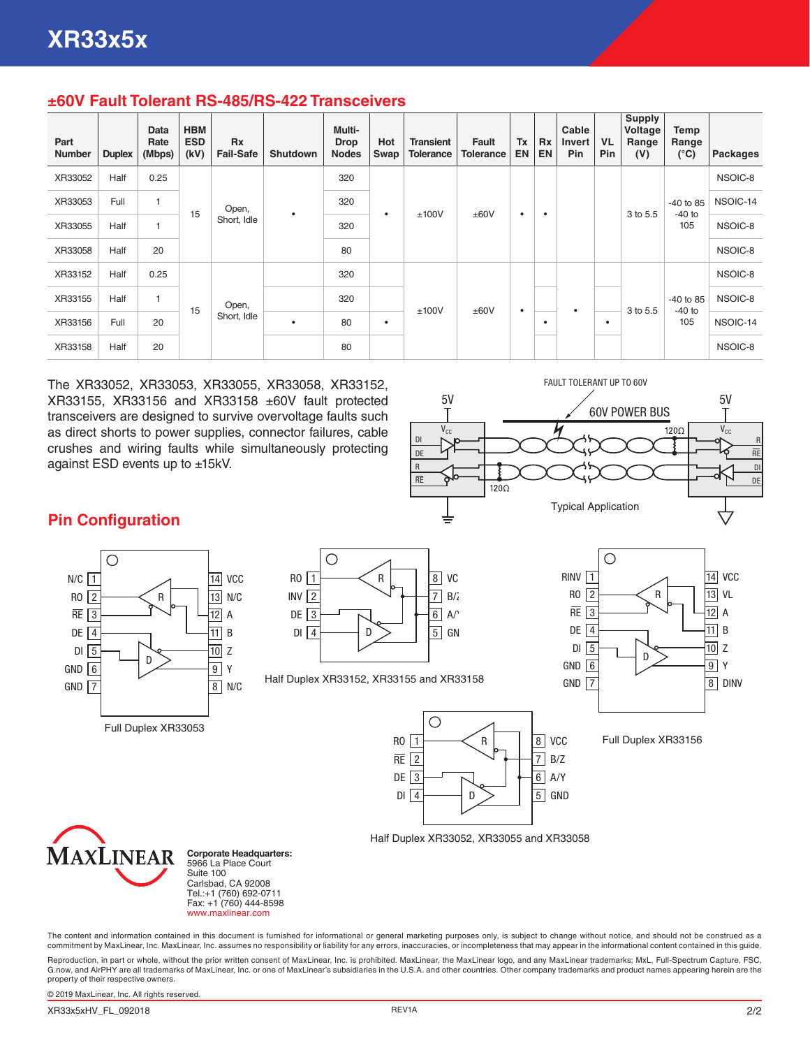## ±60V Fault Tolerant RS-485/RS-422 Transceivers

| Part Number | Duplex | Data Rate (Mbps) | HBM ESD (kV) | Rx Fail-Safe | Shutdown | Multi-Drop Nodes | Hot Swap | Transient Tolerance | Fault Tolerance | Tx EN | Rx EN | Cable Invert Pin | VL Pin | Supply Voltage Range (V) | Temp Range (°C) | Packages |
|---|---|---|---|---|---|---|---|---|---|---|---|---|---|---|---|---|
| XR33052 | Half | 0.25 | 15 | Open, Short, Idle | • | 320 | • | ±100V | ±60V | • | • | | | 3 to 5.5 | -40 to 85 -40 to 105 | NSOIC-8 |
| XR33053 | Full | 1 | 15 | Open, Short, Idle | • | 320 | • | ±100V | ±60V | • | • | | | 3 to 5.5 | -40 to 85 -40 to 105 | NSOIC-14 |
| XR33055 | Half | 1 | 15 | Open, Short, Idle | • | 320 | • | ±100V | ±60V | • | • | | | 3 to 5.5 | -40 to 85 -40 to 105 | NSOIC-8 |
| XR33058 | Half | 20 | 15 | Open, Short, Idle | • | 80 | • | ±100V | ±60V | • | • | | | 3 to 5.5 | -40 to 85 -40 to 105 | NSOIC-8 |
| XR33152 | Half | 0.25 | 15 | Open, Short, Idle | | 320 | | ±100V | ±60V | • | | • | | 3 to 5.5 | -40 to 85 -40 to 105 | NSOIC-8 |
| XR33155 | Half | 1 | 15 | Open, Short, Idle | | 320 | | ±100V | ±60V | • | | • | | 3 to 5.5 | -40 to 85 -40 to 105 | NSOIC-8 |
| XR33156 | Full | 20 | 15 | Open, Short, Idle | • | 80 | • | ±100V | ±60V | • | • | • | • | 3 to 5.5 | -40 to 85 -40 to 105 | NSOIC-14 |
| XR33158 | Half | 20 | 15 | Open, Short, Idle | | 80 | | ±100V | ±60V | • | | • | | 3 to 5.5 | -40 to 85 -40 to 105 | NSOIC-8 |

The XR33052, XR33053, XR33055, XR33058, XR33152, XR33155, XR33156 and XR33158 ±60V fault protected transceivers are designed to survive overvoltage faults such as direct shorts to power supplies, connector failures, cable crushes and wiring faults while simultaneously protecting against ESD events up to ±15kV.

FAULT TOLERANT UP TO 60V

5V

60V POWER BUS

5V

120Ω

120Ω

Typical Application

## Pin Configuration

N/C 1, RO 2, RE 3, DE 4, DI 5, GND 6, GND 7, 14 VCC, 13 N/C, 12 A, 11 B, 10 Z, 9 Y, 8 N/C

Full Duplex XR33053

RO 1, INV 2, DE 3, DI 4, 8 VCC, 7 B/Z, 6 A/Y, 5 GND

Half Duplex XR33152, XR33155 and XR33158

RINV 1, RO 2, RE 3, DE 4, DI 5, GND 6, GND 7, 14 VCC, 13 VL, 12 A, 11 B, 10 Z, 9 Y, 8 DINV

Full Duplex XR33156

RO 1, RE 2, DE 3, DI 4, 8 VCC, 7 B/Z, 6 A/Y, 5 GND

Half Duplex XR33052, XR33055 and XR33058

MAXLINEAR

**Corporate Headquarters:**
5966 La Place Court
Suite 100
Carlsbad, CA 92008
Tel.:+1 (760) 692-0711
Fax: +1 (760) 444-8598
www.maxlinear.com

The content and information contained in this document is furnished for informational or general marketing purposes only, is subject to change without notice, and should not be construed as a commitment by MaxLinear, Inc. MaxLinear, Inc. assumes no responsibility or liability for any errors, inaccuracies, or incompleteness that may appear in the informational content contained in this guide.

Reproduction, in part or whole, without the prior written consent of MaxLinear, Inc. is prohibited. MaxLinear, the MaxLinear logo, and any MaxLinear trademarks; MxL, Full-Spectrum Capture, FSC, G.now, and AirPHY are all trademarks of MaxLinear, Inc. or one of MaxLinear's subsidiaries in the U.S.A. and other countries. Other company trademarks and product names appearing herein are the property of their respective owners.

© 2019 MaxLinear, Inc. All rights reserved.

XR33x5xHV_FL_092018 REV1A